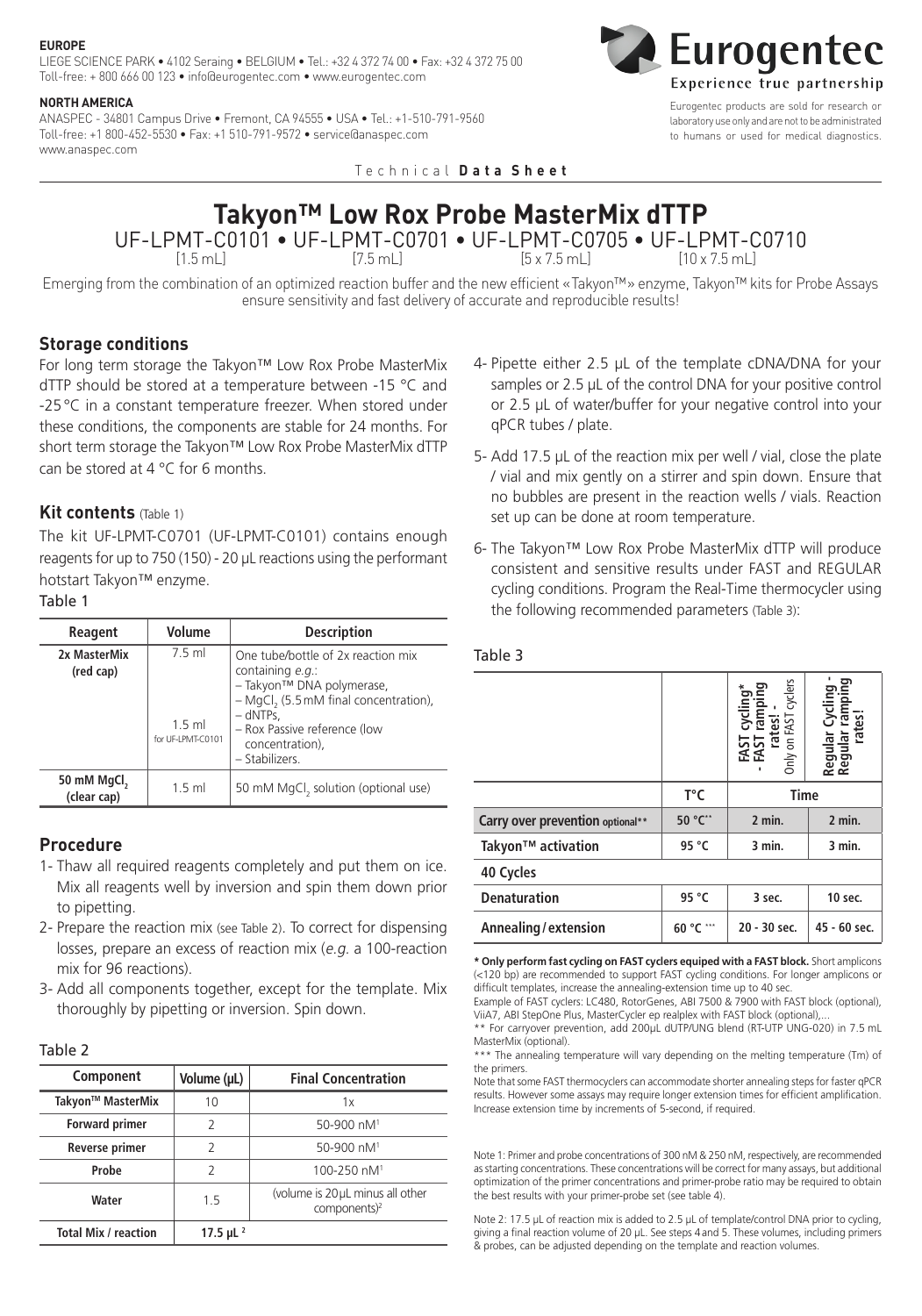**EUROPE**
LIEGE SCIENCE PARK • 4102 Seraing • BELGIUM • Tel.: +32 4 372 74 00 • Fax: +32 4 372 75 00
Toll-free: + 800 666 00 123 • info@eurogentec.com • www.eurogentec.com

**NORTH AMERICA**
ANASPEC - 34801 Campus Drive • Fremont, CA 94555 • USA • Tel.: +1-510-791-9560
Toll-free: +1 800-452-5530 • Fax: +1 510-791-9572 • service@anaspec.com
www.anaspec.com

**Eurogentec**
Experience true partnership

Eurogentec products are sold for research or laboratory use only and are not to be administrated to humans or used for medical diagnostics.

Technical **Data Sheet**

# Takyon™ Low Rox Probe MasterMix dTTP

UF-LPMT-C0101 • UF-LPMT-C0701 • UF-LPMT-C0705 • UF-LPMT-C0710
[1.5 mL] [7.5 mL] [5 x 7.5 mL] [10 x 7.5 mL]

Emerging from the combination of an optimized reaction buffer and the new efficient «Takyon™» enzyme, Takyon™ kits for Probe Assays ensure sensitivity and fast delivery of accurate and reproducible results!

## Storage conditions

For long term storage the Takyon™ Low Rox Probe MasterMix dTTP should be stored at a temperature between -15 °C and -25 °C in a constant temperature freezer. When stored under these conditions, the components are stable for 24 months. For short term storage the Takyon™ Low Rox Probe MasterMix dTTP can be stored at 4 °C for 6 months.

## Kit contents (Table 1)

The kit UF-LPMT-C0701 (UF-LPMT-C0101) contains enough reagents for up to 750 (150) - 20 µL reactions using the performant hotstart Takyon™ enzyme.

Table 1

| Reagent | Volume | Description |
|---|---|---|
| **2x MasterMix (red cap)** | 7.5 ml<br>1.5 ml for UF-LPMT-C0101 | One tube/bottle of 2x reaction mix containing *e.g.*:<br>– Takyon™ DNA polymerase,<br>– $MgCl_2$ (5.5 mM final concentration),<br>– dNTPs,<br>– Rox Passive reference (low concentration),<br>– Stabilizers. |
| **50 mM $MgCl_2$ (clear cap)** | 1.5 ml | 50 mM $MgCl_2$ solution (optional use) |

## Procedure

1- Thaw all required reagents completely and put them on ice. Mix all reagents well by inversion and spin them down prior to pipetting.

2- Prepare the reaction mix (see Table 2). To correct for dispensing losses, prepare an excess of reaction mix (*e.g.* a 100-reaction mix for 96 reactions).

3- Add all components together, except for the template. Mix thoroughly by pipetting or inversion. Spin down.

Table 2

| Component | Volume (µL) | Final Concentration |
|---|---|---|
| **Takyon™ MasterMix** | 10 | 1x |
| **Forward primer** | 2 | 50-900 nM[1] |
| **Reverse primer** | 2 | 50-900 nM[1] |
| **Probe** | 2 | 100-250 nM[1] |
| **Water** | 1.5 | (volume is 20 µL minus all other components)[2] |
| **Total Mix / reaction** | **17.5 µL [2]** | |

4- Pipette either 2.5 µL of the template cDNA/DNA for your samples or 2.5 µL of the control DNA for your positive control or 2.5 µL of water/buffer for your negative control into your qPCR tubes / plate.

5- Add 17.5 µL of the reaction mix per well / vial, close the plate / vial and mix gently on a stirrer and spin down. Ensure that no bubbles are present in the reaction wells / vials. Reaction set up can be done at room temperature.

6- The Takyon™ Low Rox Probe MasterMix dTTP will produce consistent and sensitive results under FAST and REGULAR cycling conditions. Program the Real-Time thermocycler using the following recommended parameters (Table 3):

Table 3

| | T°C | FAST cycling* - FAST ramping rates! - Only on FAST cyclers | Regular Cycling - Regular ramping rates! |
|---|---|---|---|
| | | **Time** | |
| **Carry over prevention optional\*\*** | **50 °C\*\*** | **2 min.** | **2 min.** |
| **Takyon™ activation** | **95 °C** | **3 min.** | **3 min.** |
| **40 Cycles** | | | |
| **Denaturation** | **95 °C** | **3 sec.** | **10 sec.** |
| **Annealing / extension** | **60 °C \*\*\*** | **20 - 30 sec.** | **45 - 60 sec.** |

**\* Only perform fast cycling on FAST cyclers equiped with a FAST block.** Short amplicons (<120 bp) are recommended to support FAST cycling conditions. For longer amplicons or difficult templates, increase the annealing-extension time up to 40 sec.
Example of FAST cyclers: LC480, RotorGenes, ABI 7500 & 7900 with FAST block (optional), ViiA7, ABI StepOne Plus, MasterCycler ep realplex with FAST block (optional),...
\*\* For carryover prevention, add 200µL dUTP/UNG blend (RT-UTP UNG-020) in 7.5 mL MasterMix (optional).
\*\*\* The annealing temperature will vary depending on the melting temperature (Tm) of the primers.
Note that some FAST thermocyclers can accommodate shorter annealing steps for faster qPCR results. However some assays may require longer extension times for efficient amplification. Increase extension time by increments of 5-second, if required.

Note 1: Primer and probe concentrations of 300 nM & 250 nM, respectively, are recommended as starting concentrations. These concentrations will be correct for many assays, but additional optimization of the primer concentrations and primer-probe ratio may be required to obtain the best results with your primer-probe set (see table 4).

Note 2: 17.5 µL of reaction mix is added to 2.5 µL of template/control DNA prior to cycling, giving a final reaction volume of 20 µL. See steps 4 and 5. These volumes, including primers & probes, can be adjusted depending on the template and reaction volumes.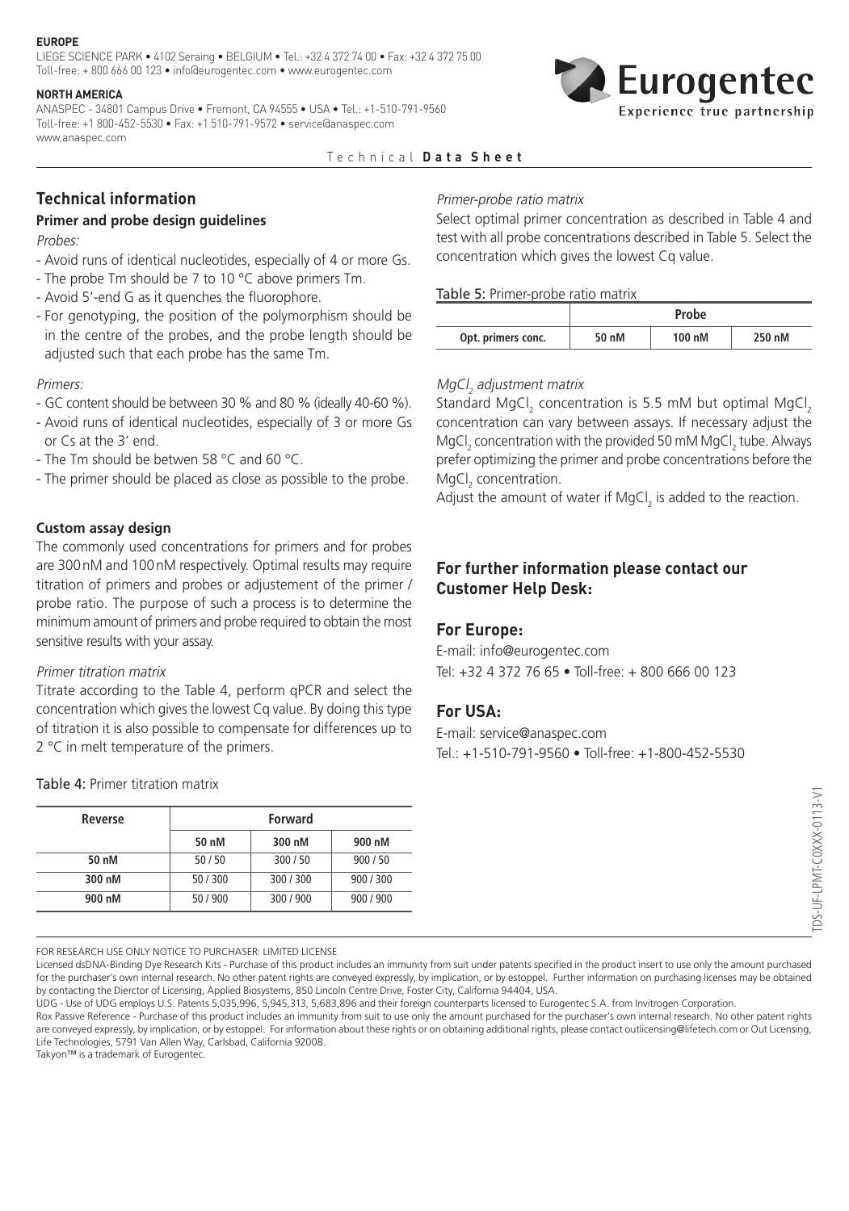**EUROPE**
LIEGE SCIENCE PARK • 4102 Seraing • BELGIUM • Tel.: +32 4 372 74 00 • Fax: +32 4 372 75 00
Toll-free: + 800 666 00 123 • info@eurogentec.com • www.eurogentec.com

**NORTH AMERICA**
ANASPEC - 34801 Campus Drive • Fremont, CA 94555 • USA • Tel.: +1-510-791-9560
Toll-free: +1 800-452-5530 • Fax: +1 510-791-9572 • service@anaspec.com
www.anaspec.com

Eurogentec
Experience true partnership

Technical **Data Sheet**

## Technical information

### Primer and probe design guidelines

*Probes:*

- Avoid runs of identical nucleotides, especially of 4 or more Gs.
- The probe Tm should be 7 to 10 °C above primers Tm.
- Avoid 5'-end G as it quenches the fluorophore.
- For genotyping, the position of the polymorphism should be in the centre of the probes, and the probe length should be adjusted such that each probe has the same Tm.

*Primers:*

- GC content should be between 30 % and 80 % (ideally 40-60 %).
- Avoid runs of identical nucleotides, especially of 3 or more Gs or Cs at the 3' end.
- The Tm should be betwen 58 °C and 60 °C.
- The primer should be placed as close as possible to the probe.

### Custom assay design

The commonly used concentrations for primers and for probes are 300 nM and 100 nM respectively. Optimal results may require titration of primers and probes or adjustement of the primer / probe ratio. The purpose of such a process is to determine the minimum amount of primers and probe required to obtain the most sensitive results with your assay.

*Primer titration matrix*

Titrate according to the Table 4, perform qPCR and select the concentration which gives the lowest Cq value. By doing this type of titration it is also possible to compensate for differences up to 2 °C in melt temperature of the primers.

**Table 4:** Primer titration matrix

| Reverse | Forward | | |
|---|---|---|---|
| | 50 nM | 300 nM | 900 nM |
| 50 nM | 50 / 50 | 300 / 50 | 900 / 50 |
| 300 nM | 50 / 300 | 300 / 300 | 900 / 300 |
| 900 nM | 50 / 900 | 300 / 900 | 900 / 900 |

*Primer-probe ratio matrix*

Select optimal primer concentration as described in Table 4 and test with all probe concentrations described in Table 5. Select the concentration which gives the lowest Cq value.

**Table 5:** Primer-probe ratio matrix

| | Probe | | |
|---|---|---|---|
| Opt. primers conc. | 50 nM | 100 nM | 250 nM |

*$MgCl_2$ adjustment matrix*

Standard $MgCl_2$ concentration is 5.5 mM but optimal $MgCl_2$ concentration can vary between assays. If necessary adjust the $MgCl_2$ concentration with the provided 50 mM $MgCl_2$ tube. Always prefer optimizing the primer and probe concentrations before the $MgCl_2$ concentration.

Adjust the amount of water if $MgCl_2$ is added to the reaction.

## For further information please contact our Customer Help Desk:

### For Europe:

E-mail: info@eurogentec.com
Tel: +32 4 372 76 65 • Toll-free: + 800 666 00 123

### For USA:

E-mail: service@anaspec.com
Tel.: +1-510-791-9560 • Toll-free: +1-800-452-5530

TDS-UF-LPMT-C0XXX-0113-V1

FOR RESEARCH USE ONLY NOTICE TO PURCHASER: LIMITED LICENSE

Licensed dsDNA-Binding Dye Research Kits - Purchase of this product includes an immunity from suit under patents specified in the product insert to use only the amount purchased for the purchaser's own internal research. No other patent rights are conveyed expressly, by implication, or by estoppel. Further information on purchasing licenses may be obtained by contacting the Dierctor of Licensing, Applied Biosystems, 850 Lincoln Centre Drive, Foster City, California 94404, USA.

UDG - Use of UDG employs U.S. Patents 5,035,996, 5,945,313, 5,683,896 and their foreign counterparts licensed to Eurogentec S.A. from Invitrogen Corporation.

Rox Passive Reference - Purchase of this product includes an immunity from suit to use only the amount purchased for the purchaser's own internal research. No other patent rights are conveyed expressly, by implication, or by estoppel. For information about these rights or on obtaining additional rights, please contact outlicensing@lifetech.com or Out Licensing, Life Technologies, 5791 Van Allen Way, Carlsbad, California 92008.

Takyon™ is a trademark of Eurogentec.